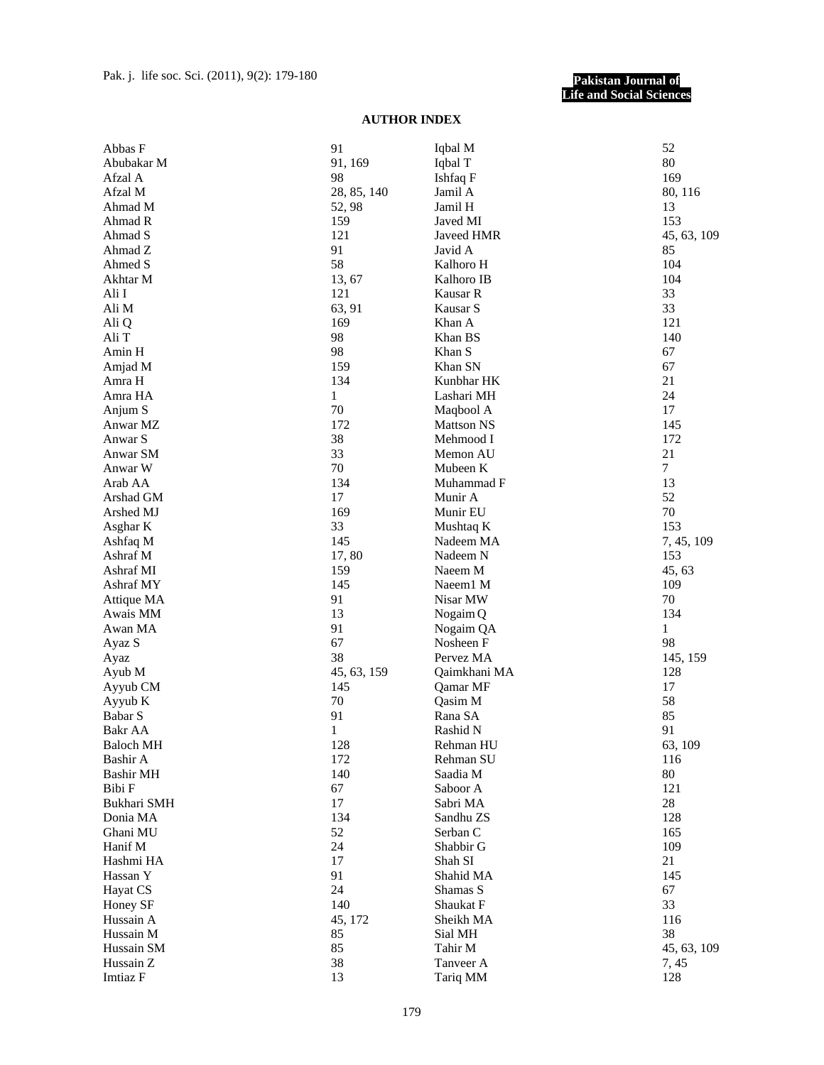## AUTHOR INDEX

| Author | Pages |
|---|---|
| Abbas F | 91 |
| Abubakar M | 91, 169 |
| Afzal A | 98 |
| Afzal M | 28, 85, 140 |
| Ahmad M | 52, 98 |
| Ahmad R | 159 |
| Ahmad S | 121 |
| Ahmad Z | 91 |
| Ahmed S | 58 |
| Akhtar M | 13, 67 |
| Ali I | 121 |
| Ali M | 63, 91 |
| Ali Q | 169 |
| Ali T | 98 |
| Amin H | 98 |
| Amjad M | 159 |
| Amra H | 134 |
| Amra HA | 1 |
| Anjum S | 70 |
| Anwar MZ | 172 |
| Anwar S | 38 |
| Anwar SM | 33 |
| Anwar W | 70 |
| Arab AA | 134 |
| Arshad GM | 17 |
| Arshed MJ | 169 |
| Asghar K | 33 |
| Ashfaq M | 145 |
| Ashraf M | 17, 80 |
| Ashraf MI | 159 |
| Ashraf MY | 145 |
| Attique MA | 91 |
| Awais MM | 13 |
| Awan MA | 91 |
| Ayaz S | 67 |
| Ayaz | 38 |
| Ayub M | 45, 63, 159 |
| Ayyub CM | 145 |
| Ayyub K | 70 |
| Babar S | 91 |
| Bakr AA | 1 |
| Baloch MH | 128 |
| Bashir A | 172 |
| Bashir MH | 140 |
| Bibi F | 67 |
| Bukhari SMH | 17 |
| Donia MA | 134 |
| Ghani MU | 52 |
| Hanif M | 24 |
| Hashmi HA | 17 |
| Hassan Y | 91 |
| Hayat CS | 24 |
| Honey SF | 140 |
| Hussain A | 45, 172 |
| Hussain M | 85 |
| Hussain SM | 85 |
| Hussain Z | 38 |
| Imtiaz F | 13 |
| Iqbal M | 52 |
| Iqbal T | 80 |
| Ishfaq F | 169 |
| Jamil A | 80, 116 |
| Jamil H | 13 |
| Javed MI | 153 |
| Javeed HMR | 45, 63, 109 |
| Javid A | 85 |
| Kalhoro H | 104 |
| Kalhoro IB | 104 |
| Kausar R | 33 |
| Kausar S | 33 |
| Khan A | 121 |
| Khan BS | 140 |
| Khan S | 67 |
| Khan SN | 67 |
| Kunbhar HK | 21 |
| Lashari MH | 24 |
| Maqbool A | 17 |
| Mattson NS | 145 |
| Mehmood I | 172 |
| Memon AU | 21 |
| Mubeen K | 7 |
| Muhammad F | 13 |
| Munir A | 52 |
| Munir EU | 70 |
| Mushtaq K | 153 |
| Nadeem MA | 7, 45, 109 |
| Nadeem N | 153 |
| Naeem M | 45, 63 |
| Naeem1 M | 109 |
| Nisar MW | 70 |
| Nogaim Q | 134 |
| Nogaim QA | 1 |
| Nosheen F | 98 |
| Pervez MA | 145, 159 |
| Qaimkhani MA | 128 |
| Qamar MF | 17 |
| Qasim M | 58 |
| Rana SA | 85 |
| Rashid N | 91 |
| Rehman HU | 63, 109 |
| Rehman SU | 116 |
| Saadia M | 80 |
| Saboor A | 121 |
| Sabri MA | 28 |
| Sandhu ZS | 128 |
| Serban C | 165 |
| Shabbir G | 109 |
| Shah SI | 21 |
| Shahid MA | 145 |
| Shamas S | 67 |
| Shaukat F | 33 |
| Sheikh MA | 116 |
| Sial MH | 38 |
| Tahir M | 45, 63, 109 |
| Tanveer A | 7, 45 |
| Tariq MM | 128 |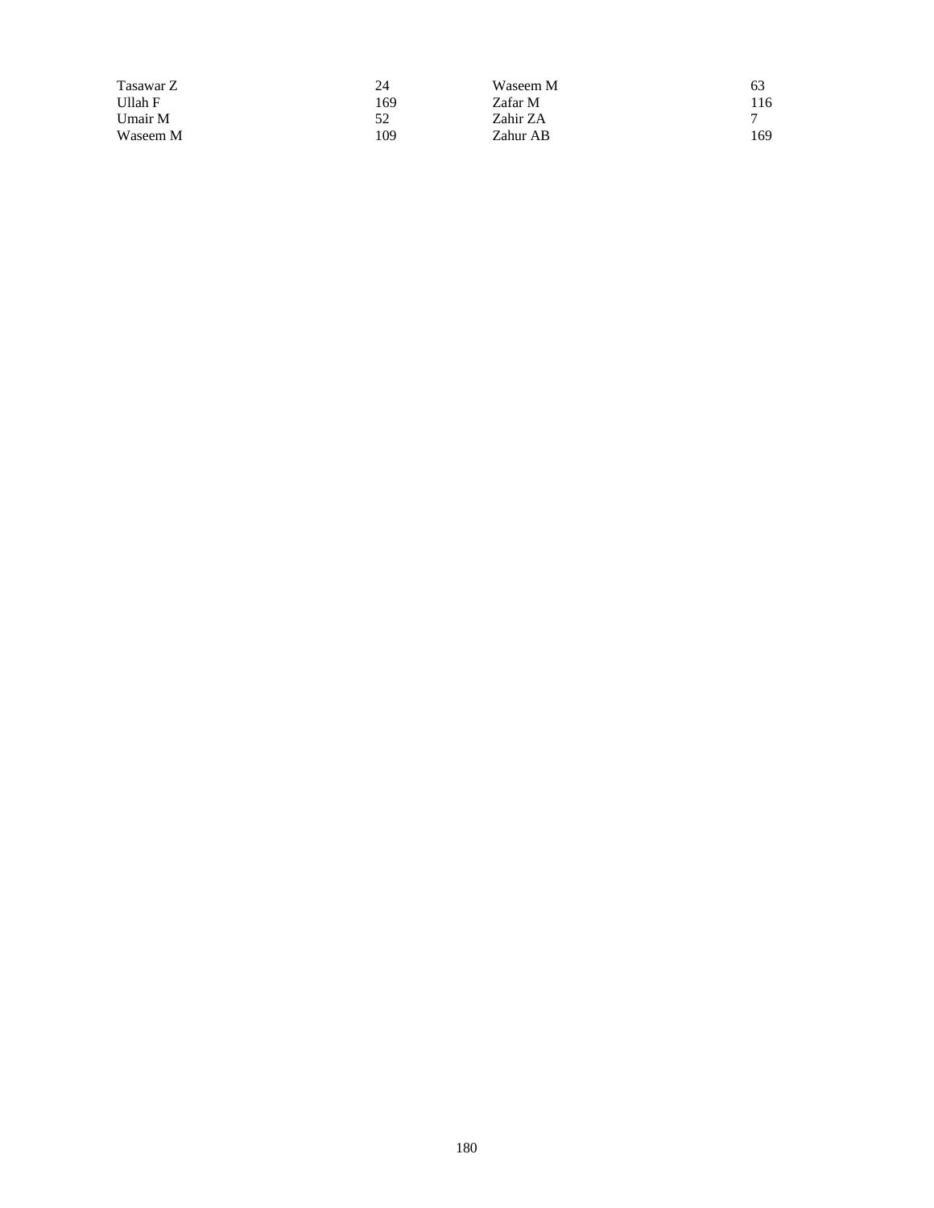| | | | |
|---|---|---|---|
| Tasawar Z | 24 | Waseem M | 63 |
| Ullah F | 169 | Zafar M | 116 |
| Umair M | 52 | Zahir ZA | 7 |
| Waseem M | 109 | Zahur AB | 169 |